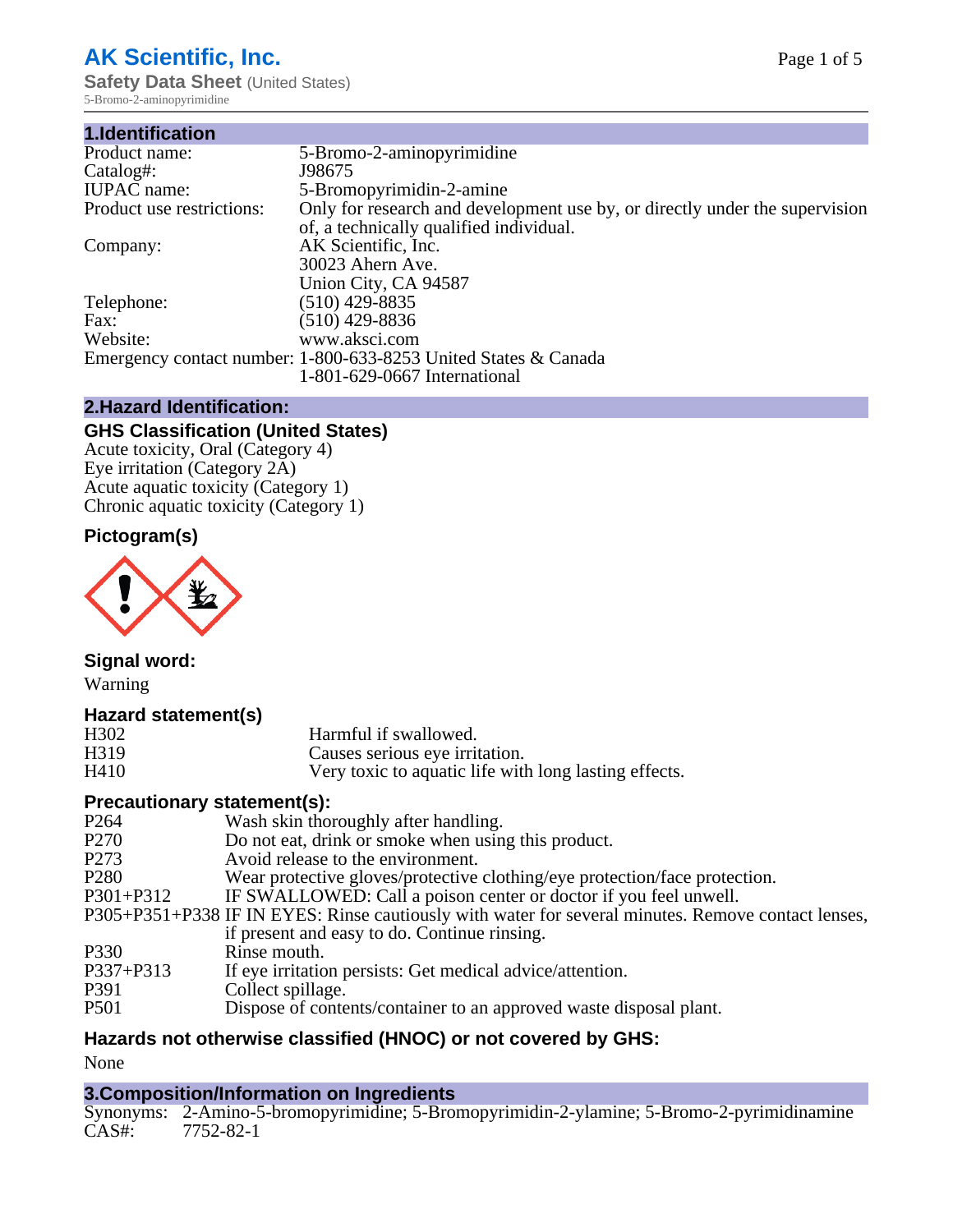# AK Scientific, Inc.

**Safety Data Sheet** (United States)

5-Bromo-2-aminopyrimidine

## 1.Identification

| | |
|---|---|
| Product name: | 5-Bromo-2-aminopyrimidine |
| Catalog#: | J98675 |
| IUPAC name: | 5-Bromopyrimidin-2-amine |
| Product use restrictions: | Only for research and development use by, or directly under the supervision of, a technically qualified individual. |
| Company: | AK Scientific, Inc.<br>30023 Ahern Ave.<br>Union City, CA 94587 |
| Telephone: | (510) 429-8835 |
| Fax: | (510) 429-8836 |
| Website: | www.aksci.com |
| Emergency contact number: | 1-800-633-8253 United States & Canada<br>1-801-629-0667 International |

## 2.Hazard Identification:

### GHS Classification (United States)

Acute toxicity, Oral (Category 4)
Eye irritation (Category 2A)
Acute aquatic toxicity (Category 1)
Chronic aquatic toxicity (Category 1)

### Pictogram(s)

### Signal word:

Warning

### Hazard statement(s)

| | |
|---|---|
| H302 | Harmful if swallowed. |
| H319 | Causes serious eye irritation. |
| H410 | Very toxic to aquatic life with long lasting effects. |

### Precautionary statement(s):

| | |
|---|---|
| P264 | Wash skin thoroughly after handling. |
| P270 | Do not eat, drink or smoke when using this product. |
| P273 | Avoid release to the environment. |
| P280 | Wear protective gloves/protective clothing/eye protection/face protection. |
| P301+P312 | IF SWALLOWED: Call a poison center or doctor if you feel unwell. |
| P305+P351+P338 | IF IN EYES: Rinse cautiously with water for several minutes. Remove contact lenses, if present and easy to do. Continue rinsing. |
| P330 | Rinse mouth. |
| P337+P313 | If eye irritation persists: Get medical advice/attention. |
| P391 | Collect spillage. |
| P501 | Dispose of contents/container to an approved waste disposal plant. |

### Hazards not otherwise classified (HNOC) or not covered by GHS:

None

## 3.Composition/Information on Ingredients

| | |
|---|---|
| Synonyms: | 2-Amino-5-bromopyrimidine; 5-Bromopyrimidin-2-ylamine; 5-Bromo-2-pyrimidinamine |
| CAS#: | 7752-82-1 |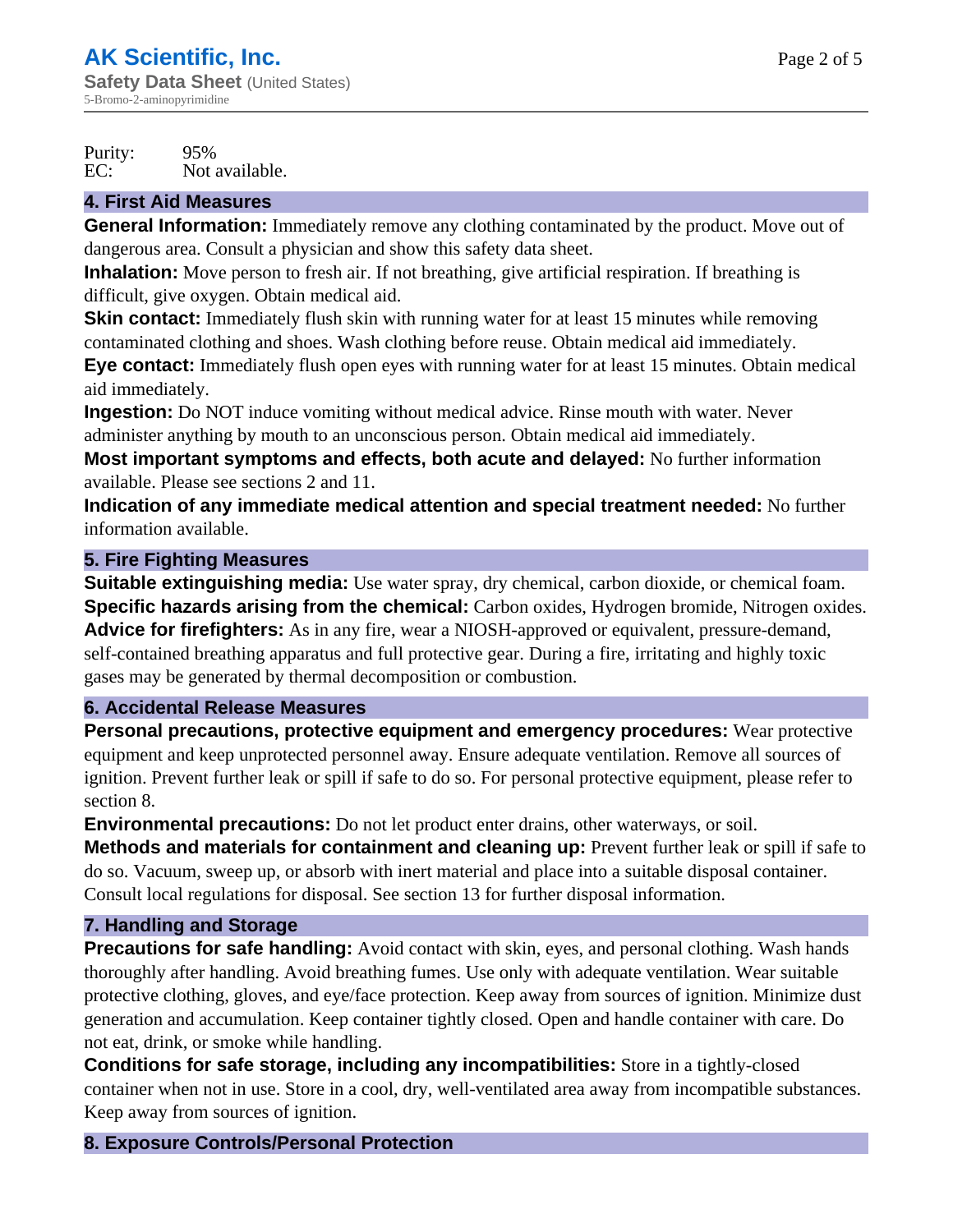Purity: 95%
EC: Not available.

## 4. First Aid Measures

**General Information:** Immediately remove any clothing contaminated by the product. Move out of dangerous area. Consult a physician and show this safety data sheet.
**Inhalation:** Move person to fresh air. If not breathing, give artificial respiration. If breathing is difficult, give oxygen. Obtain medical aid.
**Skin contact:** Immediately flush skin with running water for at least 15 minutes while removing contaminated clothing and shoes. Wash clothing before reuse. Obtain medical aid immediately.
**Eye contact:** Immediately flush open eyes with running water for at least 15 minutes. Obtain medical aid immediately.
**Ingestion:** Do NOT induce vomiting without medical advice. Rinse mouth with water. Never administer anything by mouth to an unconscious person. Obtain medical aid immediately.
**Most important symptoms and effects, both acute and delayed:** No further information available. Please see sections 2 and 11.
**Indication of any immediate medical attention and special treatment needed:** No further information available.

## 5. Fire Fighting Measures

**Suitable extinguishing media:** Use water spray, dry chemical, carbon dioxide, or chemical foam.
**Specific hazards arising from the chemical:** Carbon oxides, Hydrogen bromide, Nitrogen oxides.
**Advice for firefighters:** As in any fire, wear a NIOSH-approved or equivalent, pressure-demand, self-contained breathing apparatus and full protective gear. During a fire, irritating and highly toxic gases may be generated by thermal decomposition or combustion.

## 6. Accidental Release Measures

**Personal precautions, protective equipment and emergency procedures:** Wear protective equipment and keep unprotected personnel away. Ensure adequate ventilation. Remove all sources of ignition. Prevent further leak or spill if safe to do so. For personal protective equipment, please refer to section 8.
**Environmental precautions:** Do not let product enter drains, other waterways, or soil.
**Methods and materials for containment and cleaning up:** Prevent further leak or spill if safe to do so. Vacuum, sweep up, or absorb with inert material and place into a suitable disposal container. Consult local regulations for disposal. See section 13 for further disposal information.

## 7. Handling and Storage

**Precautions for safe handling:** Avoid contact with skin, eyes, and personal clothing. Wash hands thoroughly after handling. Avoid breathing fumes. Use only with adequate ventilation. Wear suitable protective clothing, gloves, and eye/face protection. Keep away from sources of ignition. Minimize dust generation and accumulation. Keep container tightly closed. Open and handle container with care. Do not eat, drink, or smoke while handling.
**Conditions for safe storage, including any incompatibilities:** Store in a tightly-closed container when not in use. Store in a cool, dry, well-ventilated area away from incompatible substances. Keep away from sources of ignition.

## 8. Exposure Controls/Personal Protection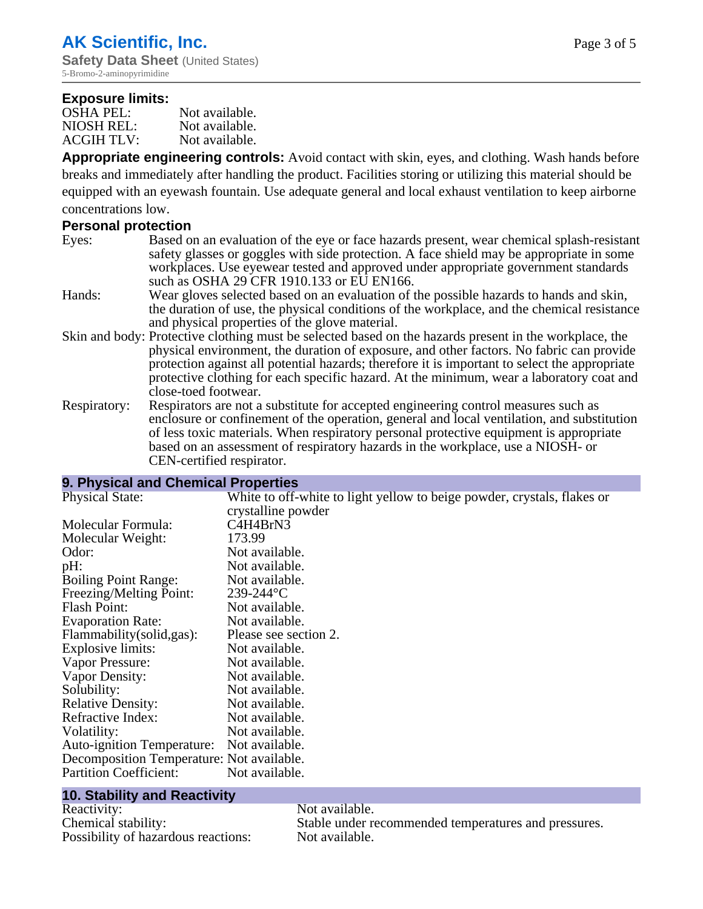### Exposure limits:

| | |
|---|---|
| OSHA PEL: | Not available. |
| NIOSH REL: | Not available. |
| ACGIH TLV: | Not available. |

**Appropriate engineering controls:** Avoid contact with skin, eyes, and clothing. Wash hands before breaks and immediately after handling the product. Facilities storing or utilizing this material should be equipped with an eyewash fountain. Use adequate general and local exhaust ventilation to keep airborne concentrations low.

### Personal protection

Eyes: Based on an evaluation of the eye or face hazards present, wear chemical splash-resistant safety glasses or goggles with side protection. A face shield may be appropriate in some workplaces. Use eyewear tested and approved under appropriate government standards such as OSHA 29 CFR 1910.133 or EU EN166.

Hands: Wear gloves selected based on an evaluation of the possible hazards to hands and skin, the duration of use, the physical conditions of the workplace, and the chemical resistance and physical properties of the glove material.

Skin and body: Protective clothing must be selected based on the hazards present in the workplace, the physical environment, the duration of exposure, and other factors. No fabric can provide protection against all potential hazards; therefore it is important to select the appropriate protective clothing for each specific hazard. At the minimum, wear a laboratory coat and close-toed footwear.

Respiratory: Respirators are not a substitute for accepted engineering control measures such as enclosure or confinement of the operation, general and local ventilation, and substitution of less toxic materials. When respiratory personal protective equipment is appropriate based on an assessment of respiratory hazards in the workplace, use a NIOSH- or CEN-certified respirator.

## 9. Physical and Chemical Properties

| | |
|---|---|
| Physical State: | White to off-white to light yellow to beige powder, crystals, flakes or crystalline powder |
| Molecular Formula: | C4H4BrN3 |
| Molecular Weight: | 173.99 |
| Odor: | Not available. |
| pH: | Not available. |
| Boiling Point Range: | Not available. |
| Freezing/Melting Point: | 239-244°C |
| Flash Point: | Not available. |
| Evaporation Rate: | Not available. |
| Flammability(solid,gas): | Please see section 2. |
| Explosive limits: | Not available. |
| Vapor Pressure: | Not available. |
| Vapor Density: | Not available. |
| Solubility: | Not available. |
| Relative Density: | Not available. |
| Refractive Index: | Not available. |
| Volatility: | Not available. |
| Auto-ignition Temperature: | Not available. |
| Decomposition Temperature: | Not available. |
| Partition Coefficient: | Not available. |

## 10. Stability and Reactivity

| | |
|---|---|
| Reactivity: | Not available. |
| Chemical stability: | Stable under recommended temperatures and pressures. |
| Possibility of hazardous reactions: | Not available. |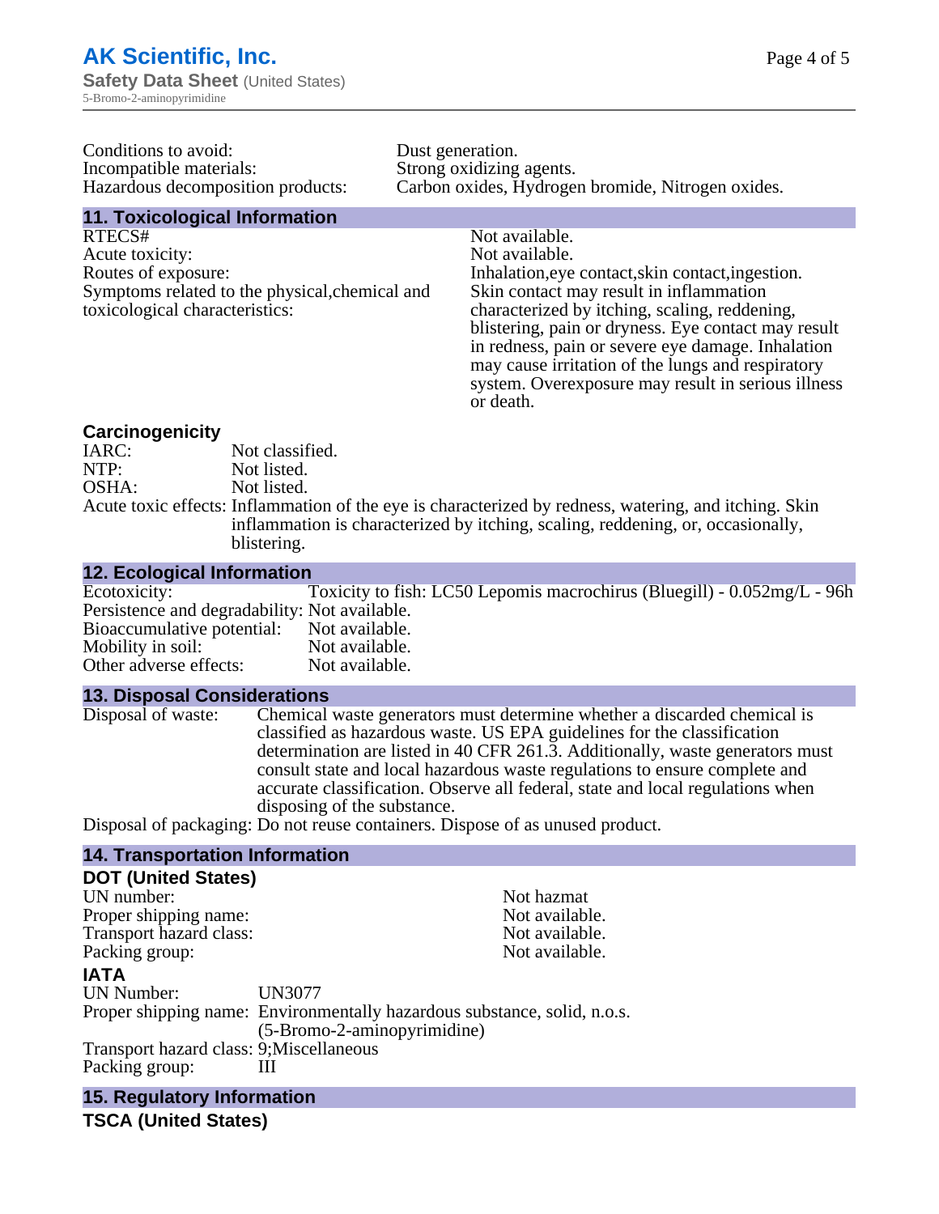Conditions to avoid: Dust generation.
Incompatible materials: Strong oxidizing agents.
Hazardous decomposition products: Carbon oxides, Hydrogen bromide, Nitrogen oxides.

## 11. Toxicological Information

| | |
|---|---|
| RTECS# | Not available. |
| Acute toxicity: | Not available. |
| Routes of exposure: | Inhalation,eye contact,skin contact,ingestion. |
| Symptoms related to the physical,chemical and toxicological characteristics: | Skin contact may result in inflammation characterized by itching, scaling, reddening, blistering, pain or dryness. Eye contact may result in redness, pain or severe eye damage. Inhalation may cause irritation of the lungs and respiratory system. Overexposure may result in serious illness or death. |

### Carcinogenicity

| | |
|---|---|
| IARC: | Not classified. |
| NTP: | Not listed. |
| OSHA: | Not listed. |
| Acute toxic effects: | Inflammation of the eye is characterized by redness, watering, and itching. Skin inflammation is characterized by itching, scaling, reddening, or, occasionally, blistering. |

## 12. Ecological Information

| | |
|---|---|
| Ecotoxicity: | Toxicity to fish: LC50 Lepomis macrochirus (Bluegill) - 0.052mg/L - 96h |
| Persistence and degradability: | Not available. |
| Bioaccumulative potential: | Not available. |
| Mobility in soil: | Not available. |
| Other adverse effects: | Not available. |

## 13. Disposal Considerations

| | |
|---|---|
| Disposal of waste: | Chemical waste generators must determine whether a discarded chemical is classified as hazardous waste. US EPA guidelines for the classification determination are listed in 40 CFR 261.3. Additionally, waste generators must consult state and local hazardous waste regulations to ensure complete and accurate classification. Observe all federal, state and local regulations when disposing of the substance. |
| Disposal of packaging: | Do not reuse containers. Dispose of as unused product. |

## 14. Transportation Information

### DOT (United States)

| | |
|---|---|
| UN number: | Not hazmat |
| Proper shipping name: | Not available. |
| Transport hazard class: | Not available. |
| Packing group: | Not available. |

### IATA

| | |
|---|---|
| UN Number: | UN3077 |
| Proper shipping name: | Environmentally hazardous substance, solid, n.o.s. (5-Bromo-2-aminopyrimidine) |
| Transport hazard class: | 9;Miscellaneous |
| Packing group: | III |

## 15. Regulatory Information

### TSCA (United States)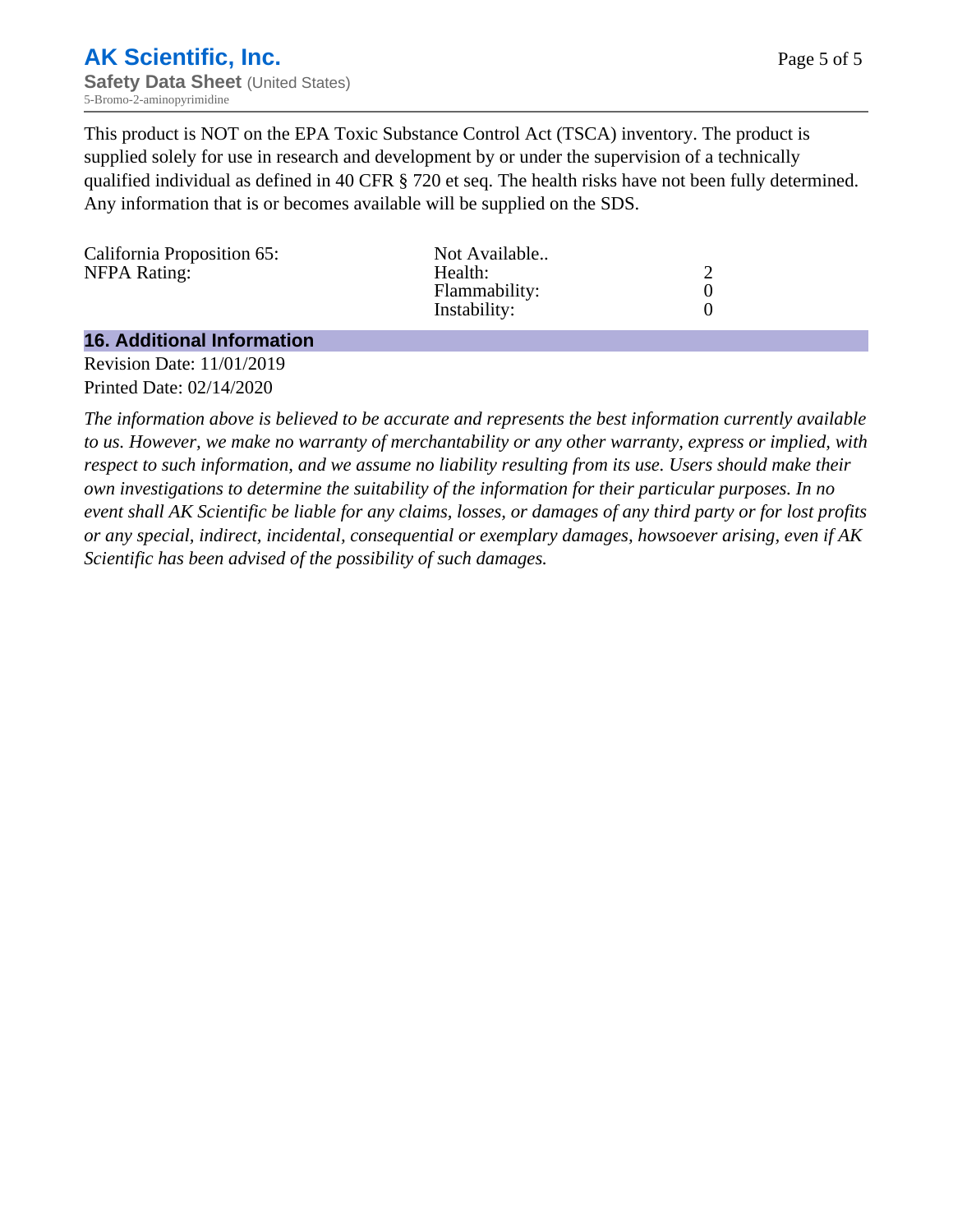This product is NOT on the EPA Toxic Substance Control Act (TSCA) inventory. The product is supplied solely for use in research and development by or under the supervision of a technically qualified individual as defined in 40 CFR § 720 et seq. The health risks have not been fully determined. Any information that is or becomes available will be supplied on the SDS.

| | | |
|---|---|---|
| California Proposition 65: | Not Available.. | |
| NFPA Rating: | Health: | 2 |
| | Flammability: | 0 |
| | Instability: | 0 |

## 16. Additional Information

Revision Date: 11/01/2019

Printed Date: 02/14/2020

*The information above is believed to be accurate and represents the best information currently available to us. However, we make no warranty of merchantability or any other warranty, express or implied, with respect to such information, and we assume no liability resulting from its use. Users should make their own investigations to determine the suitability of the information for their particular purposes. In no event shall AK Scientific be liable for any claims, losses, or damages of any third party or for lost profits or any special, indirect, incidental, consequential or exemplary damages, howsoever arising, even if AK Scientific has been advised of the possibility of such damages.*